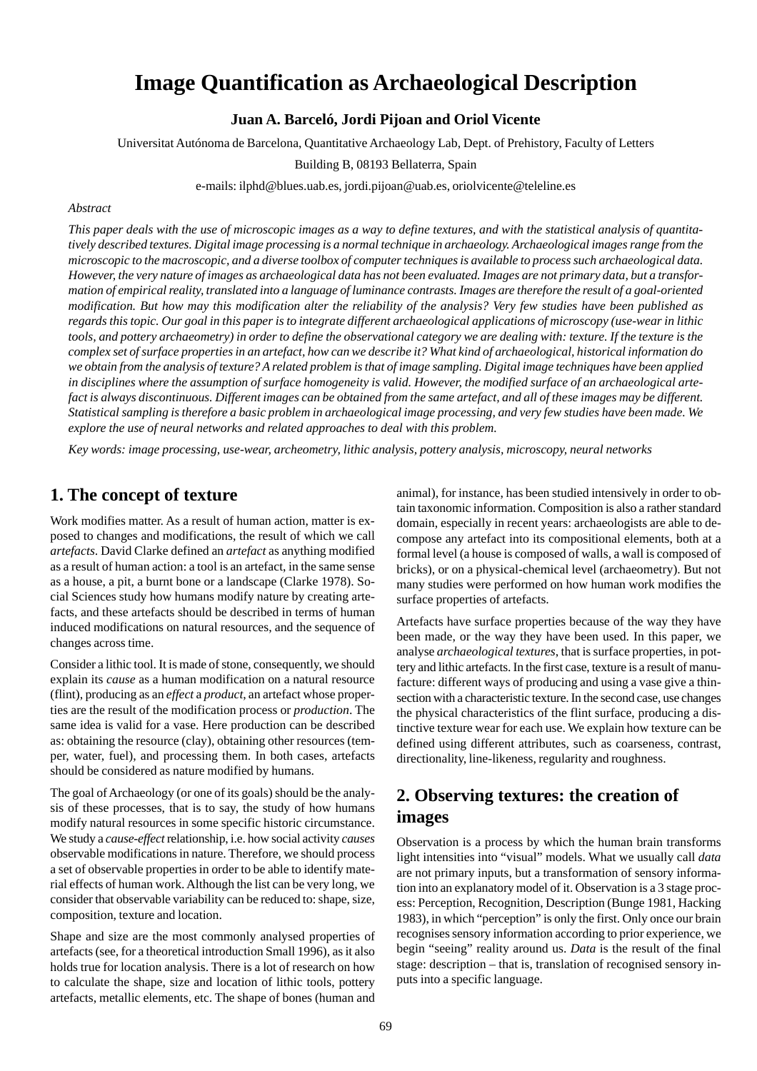# Image Quantification as Archaeological Description

**Juan A. Barceló, Jordi Pijoan and Oriol Vicente**

Universitat Autónoma de Barcelona, Quantitative Archaeology Lab, Dept. of Prehistory, Faculty of Letters

Building B, 08193 Bellaterra, Spain

e-mails: ilphd@blues.uab.es, jordi.pijoan@uab.es, oriolvicente@teleline.es

*Abstract*

*This paper deals with the use of microscopic images as a way to define textures, and with the statistical analysis of quantitatively described textures. Digital image processing is a normal technique in archaeology. Archaeological images range from the microscopic to the macroscopic, and a diverse toolbox of computer techniques is available to process such archaeological data. However, the very nature of images as archaeological data has not been evaluated. Images are not primary data, but a transformation of empirical reality, translated into a language of luminance contrasts. Images are therefore the result of a goal-oriented modification. But how may this modification alter the reliability of the analysis? Very few studies have been published as regards this topic. Our goal in this paper is to integrate different archaeological applications of microscopy (use-wear in lithic tools, and pottery archaeometry) in order to define the observational category we are dealing with: texture. If the texture is the complex set of surface properties in an artefact, how can we describe it? What kind of archaeological, historical information do we obtain from the analysis of texture? A related problem is that of image sampling. Digital image techniques have been applied in disciplines where the assumption of surface homogeneity is valid. However, the modified surface of an archaeological artefact is always discontinuous. Different images can be obtained from the same artefact, and all of these images may be different. Statistical sampling is therefore a basic problem in archaeological image processing, and very few studies have been made. We explore the use of neural networks and related approaches to deal with this problem.*

*Key words: image processing, use-wear, archeometry, lithic analysis, pottery analysis, microscopy, neural networks*

## 1. The concept of texture

Work modifies matter. As a result of human action, matter is exposed to changes and modifications, the result of which we call *artefacts*. David Clarke defined an *artefact* as anything modified as a result of human action: a tool is an artefact, in the same sense as a house, a pit, a burnt bone or a landscape (Clarke 1978). Social Sciences study how humans modify nature by creating artefacts, and these artefacts should be described in terms of human induced modifications on natural resources, and the sequence of changes across time.

Consider a lithic tool. It is made of stone, consequently, we should explain its *cause* as a human modification on a natural resource (flint), producing as an *effect* a *product*, an artefact whose properties are the result of the modification process or *production*. The same idea is valid for a vase. Here production can be described as: obtaining the resource (clay), obtaining other resources (temper, water, fuel), and processing them. In both cases, artefacts should be considered as nature modified by humans.

The goal of Archaeology (or one of its goals) should be the analysis of these processes, that is to say, the study of how humans modify natural resources in some specific historic circumstance. We study a *cause-effect* relationship, i.e. how social activity *causes* observable modifications in nature. Therefore, we should process a set of observable properties in order to be able to identify material effects of human work. Although the list can be very long, we consider that observable variability can be reduced to: shape, size, composition, texture and location.

Shape and size are the most commonly analysed properties of artefacts (see, for a theoretical introduction Small 1996), as it also holds true for location analysis. There is a lot of research on how to calculate the shape, size and location of lithic tools, pottery artefacts, metallic elements, etc. The shape of bones (human and animal), for instance, has been studied intensively in order to obtain taxonomic information. Composition is also a rather standard domain, especially in recent years: archaeologists are able to decompose any artefact into its compositional elements, both at a formal level (a house is composed of walls, a wall is composed of bricks), or on a physical-chemical level (archaeometry). But not many studies were performed on how human work modifies the surface properties of artefacts.

Artefacts have surface properties because of the way they have been made, or the way they have been used. In this paper, we analyse *archaeological textures*, that is surface properties, in pottery and lithic artefacts. In the first case, texture is a result of manufacture: different ways of producing and using a vase give a thin-section with a characteristic texture. In the second case, use changes the physical characteristics of the flint surface, producing a distinctive texture wear for each use. We explain how texture can be defined using different attributes, such as coarseness, contrast, directionality, line-likeness, regularity and roughness.

## 2. Observing textures: the creation of images

Observation is a process by which the human brain transforms light intensities into "visual" models. What we usually call *data* are not primary inputs, but a transformation of sensory information into an explanatory model of it. Observation is a 3 stage process: Perception, Recognition, Description (Bunge 1981, Hacking 1983), in which "perception" is only the first. Only once our brain recognises sensory information according to prior experience, we begin "seeing" reality around us. *Data* is the result of the final stage: description – that is, translation of recognised sensory inputs into a specific language.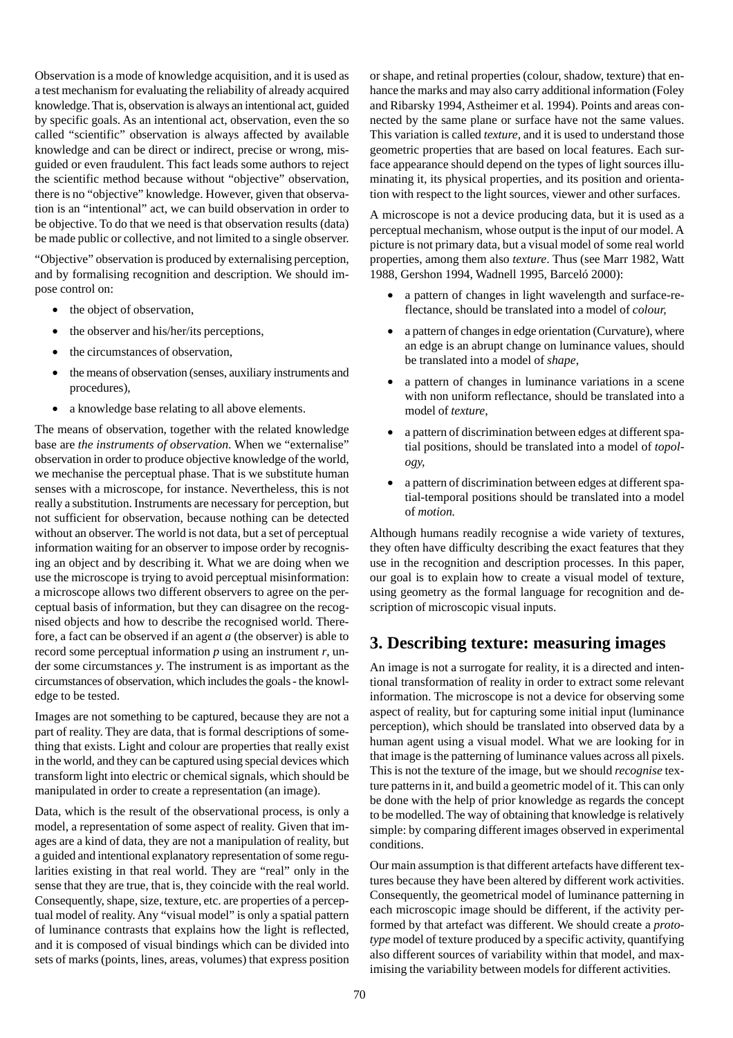Observation is a mode of knowledge acquisition, and it is used as a test mechanism for evaluating the reliability of already acquired knowledge. That is, observation is always an intentional act, guided by specific goals. As an intentional act, observation, even the so called "scientific" observation is always affected by available knowledge and can be direct or indirect, precise or wrong, misguided or even fraudulent. This fact leads some authors to reject the scientific method because without "objective" observation, there is no "objective" knowledge. However, given that observation is an "intentional" act, we can build observation in order to be objective. To do that we need is that observation results (data) be made public or collective, and not limited to a single observer.

"Objective" observation is produced by externalising perception, and by formalising recognition and description. We should impose control on:

- the object of observation,
- the observer and his/her/its perceptions,
- the circumstances of observation,
- the means of observation (senses, auxiliary instruments and procedures),
- a knowledge base relating to all above elements.

The means of observation, together with the related knowledge base are *the instruments of observation*. When we "externalise" observation in order to produce objective knowledge of the world, we mechanise the perceptual phase. That is we substitute human senses with a microscope, for instance. Nevertheless, this is not really a substitution. Instruments are necessary for perception, but not sufficient for observation, because nothing can be detected without an observer. The world is not data, but a set of perceptual information waiting for an observer to impose order by recognising an object and by describing it. What we are doing when we use the microscope is trying to avoid perceptual misinformation: a microscope allows two different observers to agree on the perceptual basis of information, but they can disagree on the recognised objects and how to describe the recognised world. Therefore, a fact can be observed if an agent *a* (the observer) is able to record some perceptual information *p* using an instrument *r*, under some circumstances *y*. The instrument is as important as the circumstances of observation, which includes the goals - the knowledge to be tested.

Images are not something to be captured, because they are not a part of reality. They are data, that is formal descriptions of something that exists. Light and colour are properties that really exist in the world, and they can be captured using special devices which transform light into electric or chemical signals, which should be manipulated in order to create a representation (an image).

Data, which is the result of the observational process, is only a model, a representation of some aspect of reality. Given that images are a kind of data, they are not a manipulation of reality, but a guided and intentional explanatory representation of some regularities existing in that real world. They are "real" only in the sense that they are true, that is, they coincide with the real world. Consequently, shape, size, texture, etc. are properties of a perceptual model of reality. Any "visual model" is only a spatial pattern of luminance contrasts that explains how the light is reflected, and it is composed of visual bindings which can be divided into sets of marks (points, lines, areas, volumes) that express position or shape, and retinal properties (colour, shadow, texture) that enhance the marks and may also carry additional information (Foley and Ribarsky 1994, Astheimer et al. 1994). Points and areas connected by the same plane or surface have not the same values. This variation is called *texture*, and it is used to understand those geometric properties that are based on local features. Each surface appearance should depend on the types of light sources illuminating it, its physical properties, and its position and orientation with respect to the light sources, viewer and other surfaces.

A microscope is not a device producing data, but it is used as a perceptual mechanism, whose output is the input of our model. A picture is not primary data, but a visual model of some real world properties, among them also *texture*. Thus (see Marr 1982, Watt 1988, Gershon 1994, Wadnell 1995, Barceló 2000):

- a pattern of changes in light wavelength and surface-reflectance, should be translated into a model of *colour*,
- a pattern of changes in edge orientation (Curvature), where an edge is an abrupt change on luminance values, should be translated into a model of *shape*,
- a pattern of changes in luminance variations in a scene with non uniform reflectance, should be translated into a model of *texture*,
- a pattern of discrimination between edges at different spatial positions, should be translated into a model of *topology*,
- a pattern of discrimination between edges at different spatial-temporal positions should be translated into a model of *motion.*

Although humans readily recognise a wide variety of textures, they often have difficulty describing the exact features that they use in the recognition and description processes. In this paper, our goal is to explain how to create a visual model of texture, using geometry as the formal language for recognition and description of microscopic visual inputs.

## 3. Describing texture: measuring images

An image is not a surrogate for reality, it is a directed and intentional transformation of reality in order to extract some relevant information. The microscope is not a device for observing some aspect of reality, but for capturing some initial input (luminance perception), which should be translated into observed data by a human agent using a visual model. What we are looking for in that image is the patterning of luminance values across all pixels. This is not the texture of the image, but we should *recognise* texture patterns in it, and build a geometric model of it. This can only be done with the help of prior knowledge as regards the concept to be modelled. The way of obtaining that knowledge is relatively simple: by comparing different images observed in experimental conditions.

Our main assumption is that different artefacts have different textures because they have been altered by different work activities. Consequently, the geometrical model of luminance patterning in each microscopic image should be different, if the activity performed by that artefact was different. We should create a *prototype* model of texture produced by a specific activity, quantifying also different sources of variability within that model, and maximising the variability between models for different activities.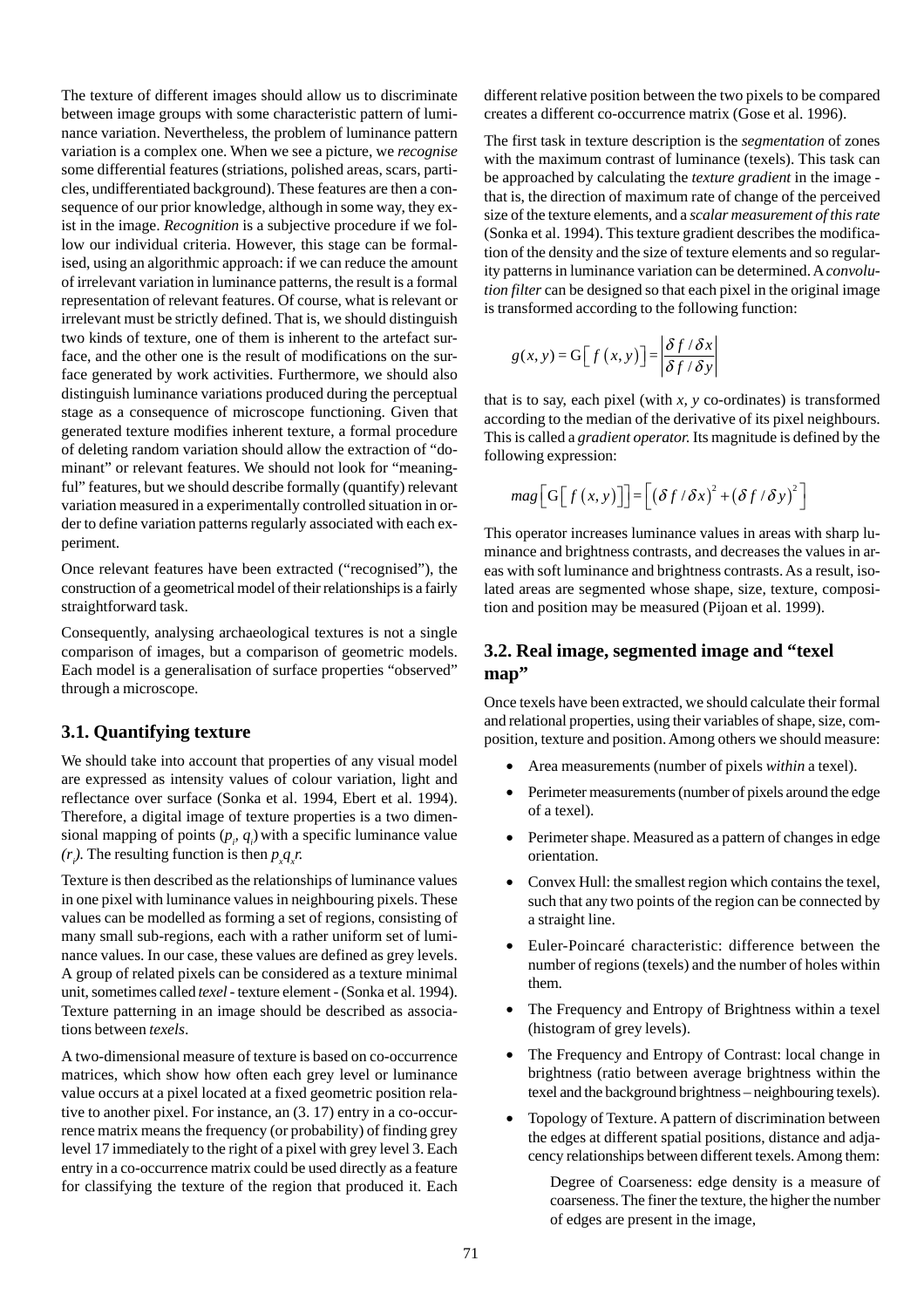The texture of different images should allow us to discriminate between image groups with some characteristic pattern of luminance variation. Nevertheless, the problem of luminance pattern variation is a complex one. When we see a picture, we *recognise* some differential features (striations, polished areas, scars, particles, undifferentiated background). These features are then a consequence of our prior knowledge, although in some way, they exist in the image. *Recognition* is a subjective procedure if we follow our individual criteria. However, this stage can be formalised, using an algorithmic approach: if we can reduce the amount of irrelevant variation in luminance patterns, the result is a formal representation of relevant features. Of course, what is relevant or irrelevant must be strictly defined. That is, we should distinguish two kinds of texture, one of them is inherent to the artefact surface, and the other one is the result of modifications on the surface generated by work activities. Furthermore, we should also distinguish luminance variations produced during the perceptual stage as a consequence of microscope functioning. Given that generated texture modifies inherent texture, a formal procedure of deleting random variation should allow the extraction of "dominant" or relevant features. We should not look for "meaningful" features, but we should describe formally (quantify) relevant variation measured in a experimentally controlled situation in order to define variation patterns regularly associated with each experiment.

Once relevant features have been extracted ("recognised"), the construction of a geometrical model of their relationships is a fairly straightforward task.

Consequently, analysing archaeological textures is not a single comparison of images, but a comparison of geometric models. Each model is a generalisation of surface properties "observed" through a microscope.

## 3.1. Quantifying texture

We should take into account that properties of any visual model are expressed as intensity values of colour variation, light and reflectance over surface (Sonka et al. 1994, Ebert et al. 1994). Therefore, a digital image of texture properties is a two dimensional mapping of points $(p_i, q_i)$ with a specific luminance value $(r_i)$. The resulting function is then $p_x q_x r$.

Texture is then described as the relationships of luminance values in one pixel with luminance values in neighbouring pixels. These values can be modelled as forming a set of regions, consisting of many small sub-regions, each with a rather uniform set of luminance values. In our case, these values are defined as grey levels. A group of related pixels can be considered as a texture minimal unit, sometimes called *texel* - texture element - (Sonka et al. 1994). Texture patterning in an image should be described as associations between *texels*.

A two-dimensional measure of texture is based on co-occurrence matrices, which show how often each grey level or luminance value occurs at a pixel located at a fixed geometric position relative to another pixel. For instance, an (3. 17) entry in a co-occurrence matrix means the frequency (or probability) of finding grey level 17 immediately to the right of a pixel with grey level 3. Each entry in a co-occurrence matrix could be used directly as a feature for classifying the texture of the region that produced it. Each different relative position between the two pixels to be compared creates a different co-occurrence matrix (Gose et al. 1996).

The first task in texture description is the *segmentation* of zones with the maximum contrast of luminance (texels). This task can be approached by calculating the *texture gradient* in the image - that is, the direction of maximum rate of change of the perceived size of the texture elements, and a *scalar measurement of this rate* (Sonka et al. 1994). This texture gradient describes the modification of the density and the size of texture elements and so regularity patterns in luminance variation can be determined. A *convolution filter* can be designed so that each pixel in the original image is transformed according to the following function:

$$g(x,y) = \mathrm{G}\left[ f\left(x,y\right)\right] = \left| \frac{\delta f / \delta x}{\delta f / \delta y} \right|$$

that is to say, each pixel (with *x, y* co-ordinates) is transformed according to the median of the derivative of its pixel neighbours. This is called a *gradient operator.* Its magnitude is defined by the following expression:

$$mag\left[\mathrm{G}\left[ f\left(x,y\right)\right]\right] = \left[\left(\delta f / \delta x\right)^2 + \left(\delta f / \delta y\right)^2\right]$$

This operator increases luminance values in areas with sharp luminance and brightness contrasts, and decreases the values in areas with soft luminance and brightness contrasts. As a result, isolated areas are segmented whose shape, size, texture, composition and position may be measured (Pijoan et al. 1999).

## 3.2. Real image, segmented image and "texel map"

Once texels have been extracted, we should calculate their formal and relational properties, using their variables of shape, size, composition, texture and position. Among others we should measure:

- Area measurements (number of pixels *within* a texel).
- Perimeter measurements (number of pixels around the edge of a texel).
- Perimeter shape. Measured as a pattern of changes in edge orientation.
- Convex Hull: the smallest region which contains the texel, such that any two points of the region can be connected by a straight line.
- Euler-Poincaré characteristic: difference between the number of regions (texels) and the number of holes within them.
- The Frequency and Entropy of Brightness within a texel (histogram of grey levels).
- The Frequency and Entropy of Contrast: local change in brightness (ratio between average brightness within the texel and the background brightness – neighbouring texels).
- Topology of Texture. A pattern of discrimination between the edges at different spatial positions, distance and adjacency relationships between different texels. Among them:

  Degree of Coarseness: edge density is a measure of coarseness. The finer the texture, the higher the number of edges are present in the image,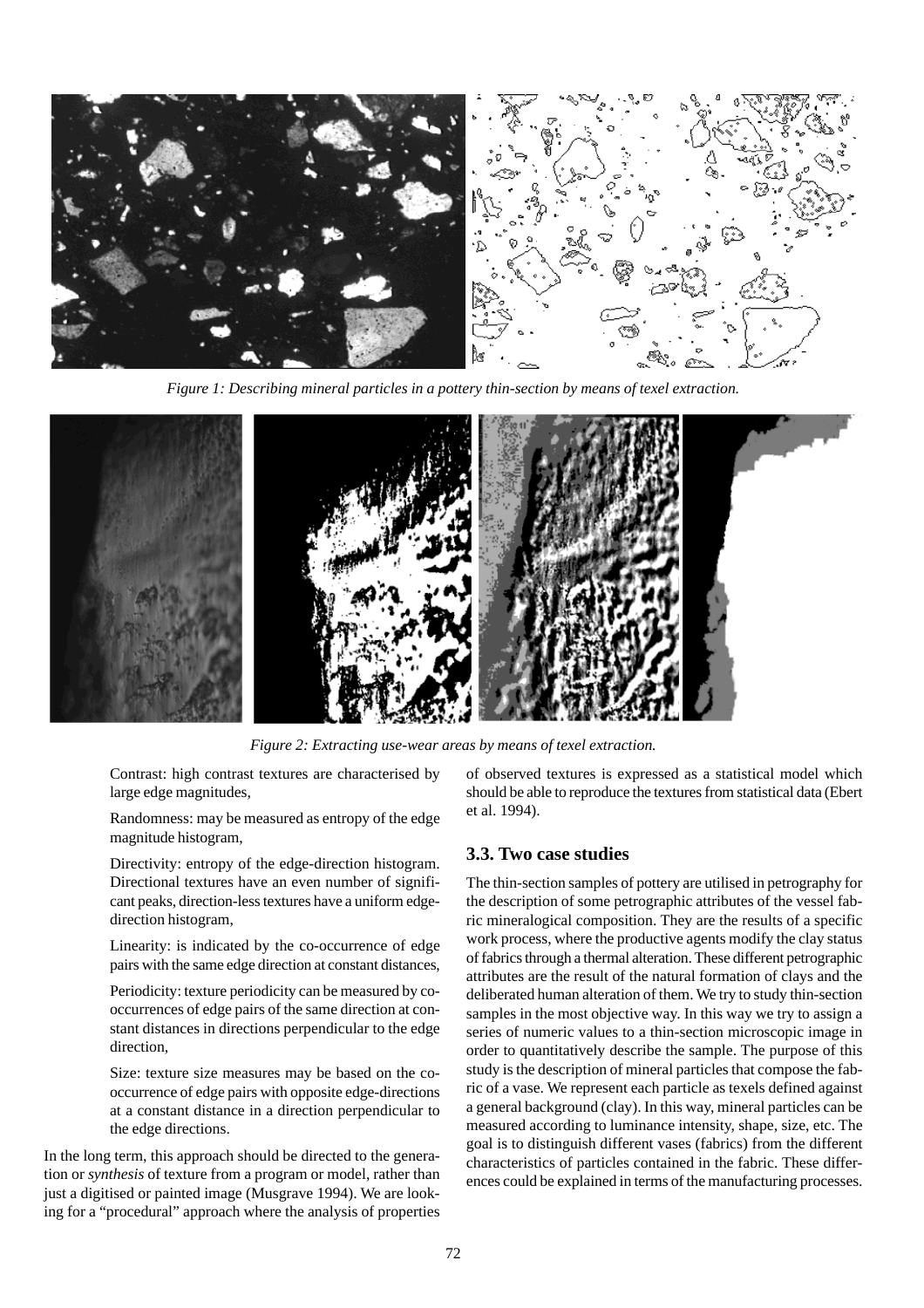*Figure 1: Describing mineral particles in a pottery thin-section by means of texel extraction.*

*Figure 2: Extracting use-wear areas by means of texel extraction.*

Contrast: high contrast textures are characterised by large edge magnitudes,

Randomness: may be measured as entropy of the edge magnitude histogram,

Directivity: entropy of the edge-direction histogram. Directional textures have an even number of significant peaks, direction-less textures have a uniform edge-direction histogram,

Linearity: is indicated by the co-occurrence of edge pairs with the same edge direction at constant distances,

Periodicity: texture periodicity can be measured by co-occurrences of edge pairs of the same direction at constant distances in directions perpendicular to the edge direction,

Size: texture size measures may be based on the co-occurrence of edge pairs with opposite edge-directions at a constant distance in a direction perpendicular to the edge directions.

In the long term, this approach should be directed to the generation or *synthesis* of texture from a program or model, rather than just a digitised or painted image (Musgrave 1994). We are looking for a "procedural" approach where the analysis of properties of observed textures is expressed as a statistical model which should be able to reproduce the textures from statistical data (Ebert et al. 1994).

### 3.3. Two case studies

The thin-section samples of pottery are utilised in petrography for the description of some petrographic attributes of the vessel fabric mineralogical composition. They are the results of a specific work process, where the productive agents modify the clay status of fabrics through a thermal alteration. These different petrographic attributes are the result of the natural formation of clays and the deliberated human alteration of them. We try to study thin-section samples in the most objective way. In this way we try to assign a series of numeric values to a thin-section microscopic image in order to quantitatively describe the sample. The purpose of this study is the description of mineral particles that compose the fabric of a vase. We represent each particle as texels defined against a general background (clay). In this way, mineral particles can be measured according to luminance intensity, shape, size, etc. The goal is to distinguish different vases (fabrics) from the different characteristics of particles contained in the fabric. These differences could be explained in terms of the manufacturing processes.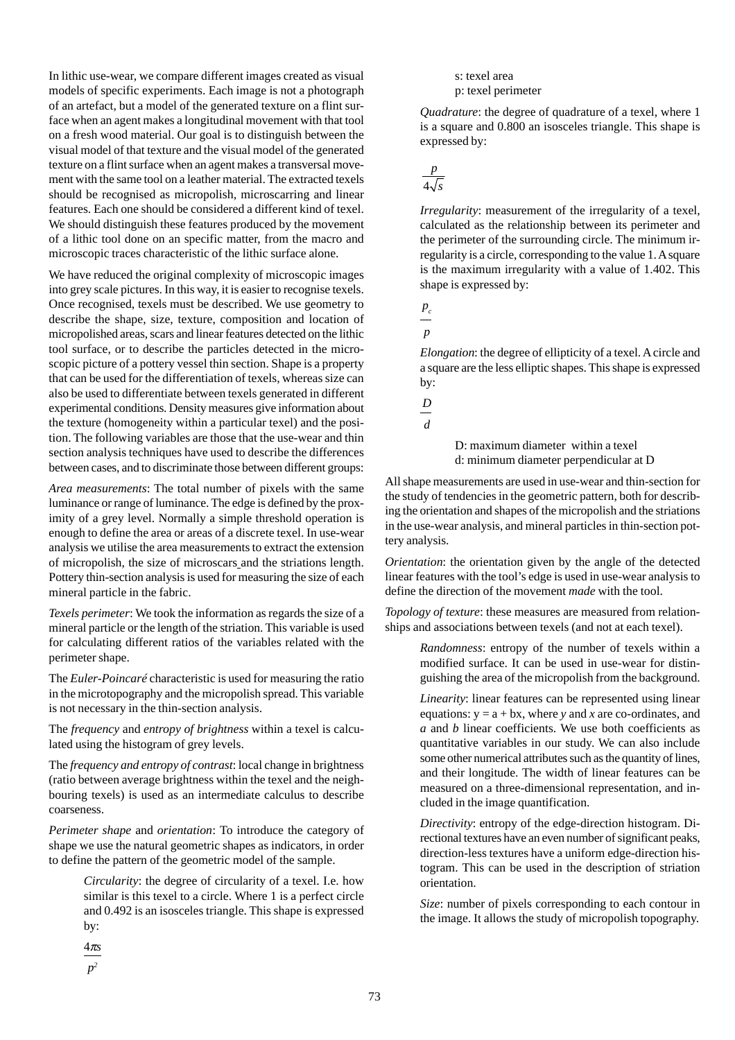In lithic use-wear, we compare different images created as visual models of specific experiments. Each image is not a photograph of an artefact, but a model of the generated texture on a flint surface when an agent makes a longitudinal movement with that tool on a fresh wood material. Our goal is to distinguish between the visual model of that texture and the visual model of the generated texture on a flint surface when an agent makes a transversal movement with the same tool on a leather material. The extracted texels should be recognised as micropolish, microscarring and linear features. Each one should be considered a different kind of texel. We should distinguish these features produced by the movement of a lithic tool done on an specific matter, from the macro and microscopic traces characteristic of the lithic surface alone.

We have reduced the original complexity of microscopic images into grey scale pictures. In this way, it is easier to recognise texels. Once recognised, texels must be described. We use geometry to describe the shape, size, texture, composition and location of micropolished areas, scars and linear features detected on the lithic tool surface, or to describe the particles detected in the microscopic picture of a pottery vessel thin section. Shape is a property that can be used for the differentiation of texels, whereas size can also be used to differentiate between texels generated in different experimental conditions. Density measures give information about the texture (homogeneity within a particular texel) and the position. The following variables are those that the use-wear and thin section analysis techniques have used to describe the differences between cases, and to discriminate those between different groups:

*Area measurements*: The total number of pixels with the same luminance or range of luminance. The edge is defined by the proximity of a grey level. Normally a simple threshold operation is enough to define the area or areas of a discrete texel. In use-wear analysis we utilise the area measurements to extract the extension of micropolish, the size of microscars and the striations length. Pottery thin-section analysis is used for measuring the size of each mineral particle in the fabric.

*Texels perimeter*: We took the information as regards the size of a mineral particle or the length of the striation. This variable is used for calculating different ratios of the variables related with the perimeter shape.

The *Euler-Poincaré* characteristic is used for measuring the ratio in the microtopography and the micropolish spread. This variable is not necessary in the thin-section analysis.

The *frequency* and *entropy of brightness* within a texel is calculated using the histogram of grey levels.

The *frequency and entropy of contrast*: local change in brightness (ratio between average brightness within the texel and the neighbouring texels) is used as an intermediate calculus to describe coarseness.

*Perimeter shape* and *orientation*: To introduce the category of shape we use the natural geometric shapes as indicators, in order to define the pattern of the geometric model of the sample.

> *Circularity*: the degree of circularity of a texel. I.e. how similar is this texel to a circle. Where 1 is a perfect circle and 0.492 is an isosceles triangle. This shape is expressed by:
>
> $$\frac{4\pi s}{p^2}$$
>
> s: texel area
> p: texel perimeter
>
> *Quadrature*: the degree of quadrature of a texel, where 1 is a square and 0.800 an isosceles triangle. This shape is expressed by:
>
> $$\frac{p}{4\sqrt{s}}$$
>
> *Irregularity*: measurement of the irregularity of a texel, calculated as the relationship between its perimeter and the perimeter of the surrounding circle. The minimum irregularity is a circle, corresponding to the value 1. A square is the maximum irregularity with a value of 1.402. This shape is expressed by:
>
> $$\frac{p_c}{p}$$
>
> *Elongation*: the degree of ellipticity of a texel. A circle and a square are the less elliptic shapes. This shape is expressed by:
>
> $$\frac{D}{d}$$
>
> D: maximum diameter within a texel
> d: minimum diameter perpendicular at D

All shape measurements are used in use-wear and thin-section for the study of tendencies in the geometric pattern, both for describing the orientation and shapes of the micropolish and the striations in the use-wear analysis, and mineral particles in thin-section pottery analysis.

*Orientation*: the orientation given by the angle of the detected linear features with the tool's edge is used in use-wear analysis to define the direction of the movement *made* with the tool.

*Topology of texture*: these measures are measured from relationships and associations between texels (and not at each texel).

> *Randomness*: entropy of the number of texels within a modified surface. It can be used in use-wear for distinguishing the area of the micropolish from the background.
>
> *Linearity*: linear features can be represented using linear equations: $y = a + bx$, where *y* and *x* are co-ordinates, and *a* and *b* linear coefficients. We use both coefficients as quantitative variables in our study. We can also include some other numerical attributes such as the quantity of lines, and their longitude. The width of linear features can be measured on a three-dimensional representation, and included in the image quantification.
>
> *Directivity*: entropy of the edge-direction histogram. Directional textures have an even number of significant peaks, direction-less textures have a uniform edge-direction histogram. This can be used in the description of striation orientation.
>
> *Size*: number of pixels corresponding to each contour in the image. It allows the study of micropolish topography.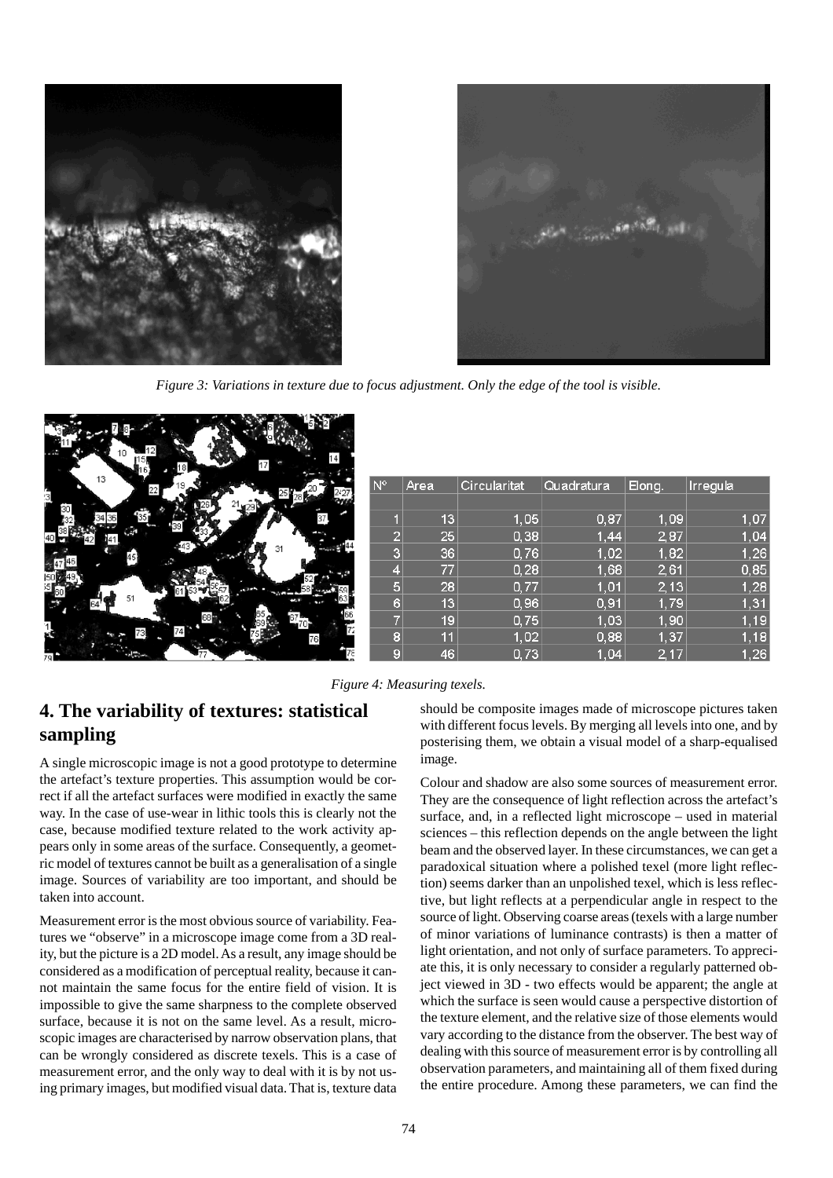*Figure 3: Variations in texture due to focus adjustment. Only the edge of the tool is visible.*

| Nº | Area | Circularitat | Quadratura | Elong. | Irregula |
|---|---|---|---|---|---|
| 1 | 13 | 1,05 | 0,87 | 1,09 | 1,07 |
| 2 | 25 | 0,38 | 1,44 | 2,87 | 1,04 |
| 3 | 36 | 0,76 | 1,02 | 1,82 | 1,26 |
| 4 | 77 | 0,28 | 1,68 | 2,61 | 0,85 |
| 5 | 28 | 0,77 | 1,01 | 2,13 | 1,28 |
| 6 | 13 | 0,96 | 0,91 | 1,79 | 1,31 |
| 7 | 19 | 0,75 | 1,03 | 1,90 | 1,19 |
| 8 | 11 | 1,02 | 0,88 | 1,37 | 1,18 |
| 9 | 46 | 0,73 | 1,04 | 2,17 | 1,26 |

*Figure 4: Measuring texels.*

## 4. The variability of textures: statistical sampling

A single microscopic image is not a good prototype to determine the artefact's texture properties. This assumption would be correct if all the artefact surfaces were modified in exactly the same way. In the case of use-wear in lithic tools this is clearly not the case, because modified texture related to the work activity appears only in some areas of the surface. Consequently, a geometric model of textures cannot be built as a generalisation of a single image. Sources of variability are too important, and should be taken into account.

Measurement error is the most obvious source of variability. Features we "observe" in a microscope image come from a 3D reality, but the picture is a 2D model. As a result, any image should be considered as a modification of perceptual reality, because it cannot maintain the same focus for the entire field of vision. It is impossible to give the same sharpness to the complete observed surface, because it is not on the same level. As a result, microscopic images are characterised by narrow observation plans, that can be wrongly considered as discrete texels. This is a case of measurement error, and the only way to deal with it is by not using primary images, but modified visual data. That is, texture data should be composite images made of microscope pictures taken with different focus levels. By merging all levels into one, and by posterising them, we obtain a visual model of a sharp-equalised image.

Colour and shadow are also some sources of measurement error. They are the consequence of light reflection across the artefact's surface, and, in a reflected light microscope – used in material sciences – this reflection depends on the angle between the light beam and the observed layer. In these circumstances, we can get a paradoxical situation where a polished texel (more light reflection) seems darker than an unpolished texel, which is less reflective, but light reflects at a perpendicular angle in respect to the source of light. Observing coarse areas (texels with a large number of minor variations of luminance contrasts) is then a matter of light orientation, and not only of surface parameters. To appreciate this, it is only necessary to consider a regularly patterned object viewed in 3D - two effects would be apparent; the angle at which the surface is seen would cause a perspective distortion of the texture element, and the relative size of those elements would vary according to the distance from the observer. The best way of dealing with this source of measurement error is by controlling all observation parameters, and maintaining all of them fixed during the entire procedure. Among these parameters, we can find the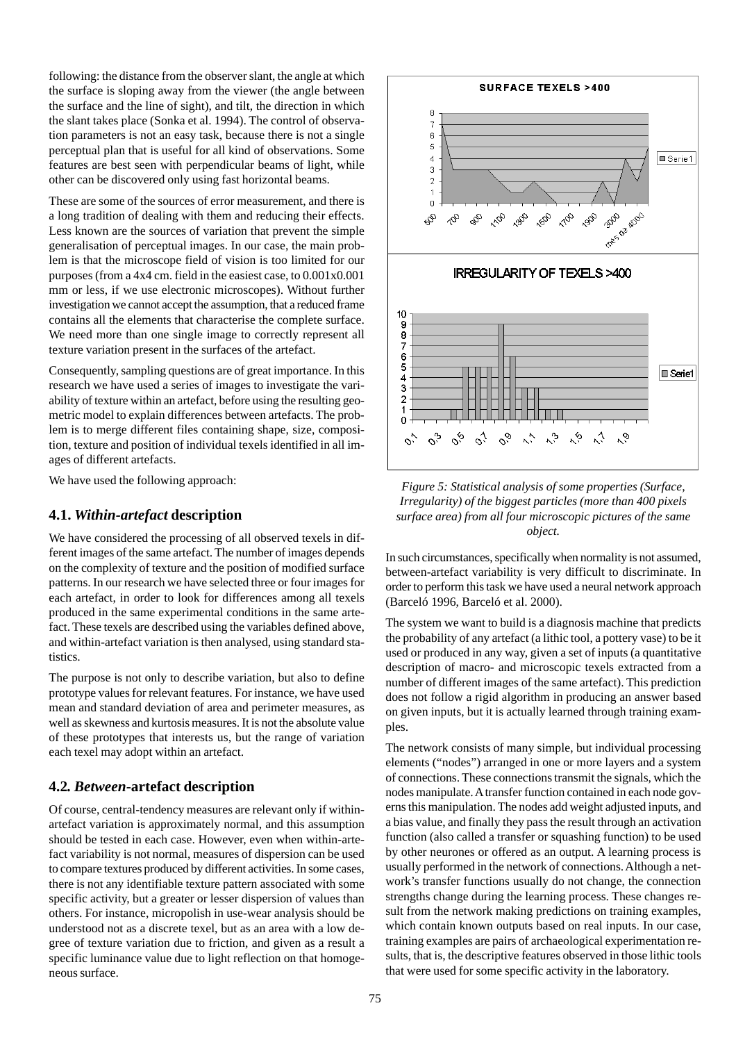following: the distance from the observer slant, the angle at which the surface is sloping away from the viewer (the angle between the surface and the line of sight), and tilt, the direction in which the slant takes place (Sonka et al. 1994). The control of observation parameters is not an easy task, because there is not a single perceptual plan that is useful for all kind of observations. Some features are best seen with perpendicular beams of light, while other can be discovered only using fast horizontal beams.

These are some of the sources of error measurement, and there is a long tradition of dealing with them and reducing their effects. Less known are the sources of variation that prevent the simple generalisation of perceptual images. In our case, the main problem is that the microscope field of vision is too limited for our purposes (from a 4x4 cm. field in the easiest case, to 0.001x0.001 mm or less, if we use electronic microscopes). Without further investigation we cannot accept the assumption, that a reduced frame contains all the elements that characterise the complete surface. We need more than one single image to correctly represent all texture variation present in the surfaces of the artefact.

Consequently, sampling questions are of great importance. In this research we have used a series of images to investigate the variability of texture within an artefact, before using the resulting geometric model to explain differences between artefacts. The problem is to merge different files containing shape, size, composition, texture and position of individual texels identified in all images of different artefacts.

We have used the following approach:

### 4.1. *Within-artefact* description

We have considered the processing of all observed texels in different images of the same artefact. The number of images depends on the complexity of texture and the position of modified surface patterns. In our research we have selected three or four images for each artefact, in order to look for differences among all texels produced in the same experimental conditions in the same artefact. These texels are described using the variables defined above, and within-artefact variation is then analysed, using standard statistics.

The purpose is not only to describe variation, but also to define prototype values for relevant features. For instance, we have used mean and standard deviation of area and perimeter measures, as well as skewness and kurtosis measures. It is not the absolute value of these prototypes that interests us, but the range of variation each texel may adopt within an artefact.

### 4.2. *Between*-artefact description

Of course, central-tendency measures are relevant only if within-artefact variation is approximately normal, and this assumption should be tested in each case. However, even when within-artefact variability is not normal, measures of dispersion can be used to compare textures produced by different activities. In some cases, there is not any identifiable texture pattern associated with some specific activity, but a greater or lesser dispersion of values than others. For instance, micropolish in use-wear analysis should be understood not as a discrete texel, but as an area with a low degree of texture variation due to friction, and given as a result a specific luminance value due to light reflection on that homogeneous surface.

*Figure 5: Statistical analysis of some properties (Surface, Irregularity) of the biggest particles (more than 400 pixels surface area) from all four microscopic pictures of the same object.*

In such circumstances, specifically when normality is not assumed, between-artefact variability is very difficult to discriminate. In order to perform this task we have used a neural network approach (Barceló 1996, Barceló et al. 2000).

The system we want to build is a diagnosis machine that predicts the probability of any artefact (a lithic tool, a pottery vase) to be it used or produced in any way, given a set of inputs (a quantitative description of macro- and microscopic texels extracted from a number of different images of the same artefact). This prediction does not follow a rigid algorithm in producing an answer based on given inputs, but it is actually learned through training examples.

The network consists of many simple, but individual processing elements ("nodes") arranged in one or more layers and a system of connections. These connections transmit the signals, which the nodes manipulate. A transfer function contained in each node governs this manipulation. The nodes add weight adjusted inputs, and a bias value, and finally they pass the result through an activation function (also called a transfer or squashing function) to be used by other neurones or offered as an output. A learning process is usually performed in the network of connections. Although a network's transfer functions usually do not change, the connection strengths change during the learning process. These changes result from the network making predictions on training examples, which contain known outputs based on real inputs. In our case, training examples are pairs of archaeological experimentation results, that is, the descriptive features observed in those lithic tools that were used for some specific activity in the laboratory.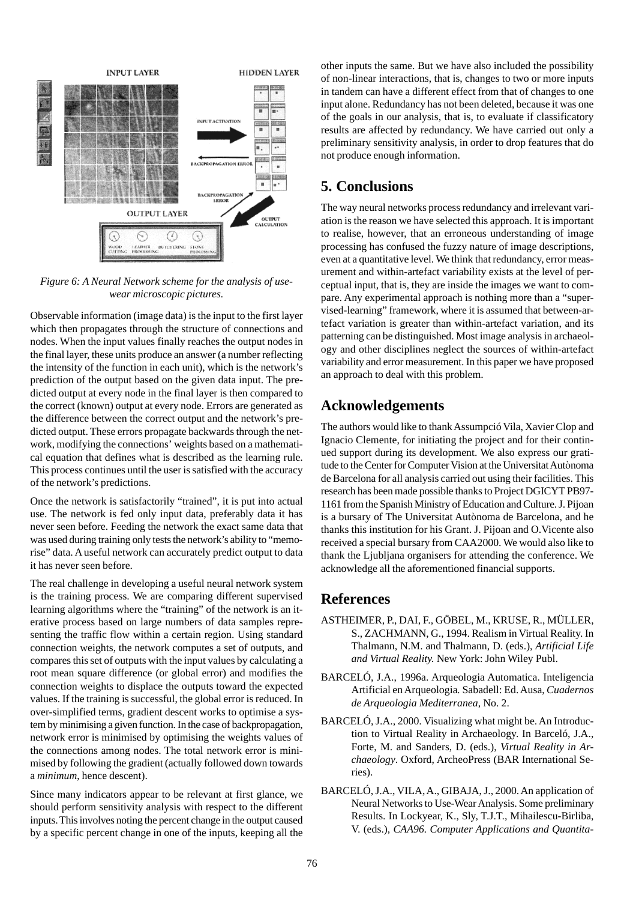*Figure 6: A Neural Network scheme for the analysis of use-wear microscopic pictures.*

Observable information (image data) is the input to the first layer which then propagates through the structure of connections and nodes. When the input values finally reaches the output nodes in the final layer, these units produce an answer (a number reflecting the intensity of the function in each unit), which is the network's prediction of the output based on the given data input. The predicted output at every node in the final layer is then compared to the correct (known) output at every node. Errors are generated as the difference between the correct output and the network's predicted output. These errors propagate backwards through the network, modifying the connections' weights based on a mathematical equation that defines what is described as the learning rule. This process continues until the user is satisfied with the accuracy of the network's predictions.

Once the network is satisfactorily "trained", it is put into actual use. The network is fed only input data, preferably data it has never seen before. Feeding the network the exact same data that was used during training only tests the network's ability to "memorise" data. A useful network can accurately predict output to data it has never seen before.

The real challenge in developing a useful neural network system is the training process. We are comparing different supervised learning algorithms where the "training" of the network is an iterative process based on large numbers of data samples representing the traffic flow within a certain region. Using standard connection weights, the network computes a set of outputs, and compares this set of outputs with the input values by calculating a root mean square difference (or global error) and modifies the connection weights to displace the outputs toward the expected values. If the training is successful, the global error is reduced. In over-simplified terms, gradient descent works to optimise a system by minimising a given function. In the case of backpropagation, network error is minimised by optimising the weights values of the connections among nodes. The total network error is minimised by following the gradient (actually followed down towards a *minimum*, hence descent).

Since many indicators appear to be relevant at first glance, we should perform sensitivity analysis with respect to the different inputs. This involves noting the percent change in the output caused by a specific percent change in one of the inputs, keeping all the other inputs the same. But we have also included the possibility of non-linear interactions, that is, changes to two or more inputs in tandem can have a different effect from that of changes to one input alone. Redundancy has not been deleted, because it was one of the goals in our analysis, that is, to evaluate if classificatory results are affected by redundancy. We have carried out only a preliminary sensitivity analysis, in order to drop features that do not produce enough information.

## 5. Conclusions

The way neural networks process redundancy and irrelevant variation is the reason we have selected this approach. It is important to realise, however, that an erroneous understanding of image processing has confused the fuzzy nature of image descriptions, even at a quantitative level. We think that redundancy, error measurement and within-artefact variability exists at the level of perceptual input, that is, they are inside the images we want to compare. Any experimental approach is nothing more than a "supervised-learning" framework, where it is assumed that between-artefact variation is greater than within-artefact variation, and its patterning can be distinguished. Most image analysis in archaeology and other disciplines neglect the sources of within-artefact variability and error measurement. In this paper we have proposed an approach to deal with this problem.

## Acknowledgements

The authors would like to thank Assumpció Vila, Xavier Clop and Ignacio Clemente, for initiating the project and for their continued support during its development. We also express our gratitude to the Center for Computer Vision at the Universitat Autònoma de Barcelona for all analysis carried out using their facilities. This research has been made possible thanks to Project DGICYT PB97-1161 from the Spanish Ministry of Education and Culture. J. Pijoan is a bursary of The Universitat Autònoma de Barcelona, and he thanks this institution for his Grant. J. Pijoan and O.Vicente also received a special bursary from CAA2000. We would also like to thank the Ljubljana organisers for attending the conference. We acknowledge all the aforementioned financial supports.

## References

ASTHEIMER, P., DAI, F., GÖBEL, M., KRUSE, R., MÜLLER, S., ZACHMANN, G., 1994. Realism in Virtual Reality. In Thalmann, N.M. and Thalmann, D. (eds.), *Artificial Life and Virtual Reality.* New York: John Wiley Publ.

BARCELÓ, J.A., 1996a. Arqueologia Automatica. Inteligencia Artificial en Arqueologia*.* Sabadell: Ed. Ausa, *Cuadernos de Arqueologia Mediterranea*, No. 2.

BARCELÓ, J.A., 2000. Visualizing what might be. An Introduction to Virtual Reality in Archaeology. In Barceló, J.A., Forte, M. and Sanders, D. (eds.), *Virtual Reality in Archaeology*. Oxford, ArcheoPress (BAR International Series).

BARCELÓ, J.A., VILA, A., GIBAJA, J., 2000. An application of Neural Networks to Use-Wear Analysis. Some preliminary Results. In Lockyear, K., Sly, T.J.T., Mihailescu-Birliba, V. (eds.), *CAA96. Computer Applications and Quantita-*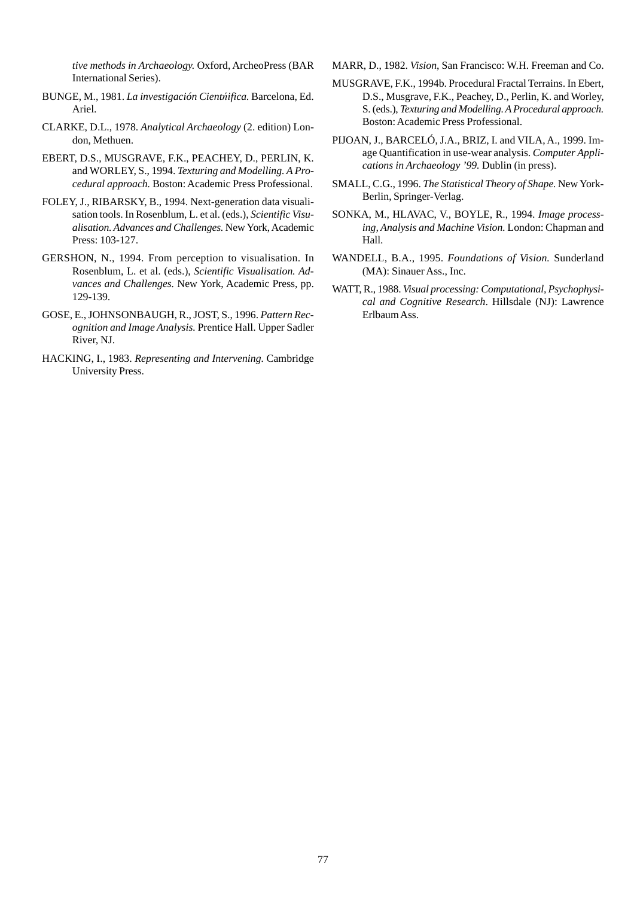*tive methods in Archaeology.* Oxford, ArcheoPress (BAR International Series).

BUNGE, M., 1981. *La investigación Cientńifica.* Barcelona, Ed. Ariel.

CLARKE, D.L., 1978. *Analytical Archaeology* (2. edition) London, Methuen.

EBERT, D.S., MUSGRAVE, F.K., PEACHEY, D., PERLIN, K. and WORLEY, S., 1994. *Texturing and Modelling. A Procedural approach.* Boston: Academic Press Professional.

FOLEY, J., RIBARSKY, B., 1994. Next-generation data visualisation tools. In Rosenblum, L. et al. (eds.), *Scientific Visualisation. Advances and Challenges.* New York, Academic Press: 103-127.

GERSHON, N., 1994. From perception to visualisation. In Rosenblum, L. et al. (eds.), *Scientific Visualisation. Advances and Challenges.* New York, Academic Press, pp. 129-139.

GOSE, E., JOHNSONBAUGH, R., JOST, S., 1996. *Pattern Recognition and Image Analysis.* Prentice Hall. Upper Sadler River, NJ.

HACKING, I., 1983. *Representing and Intervening.* Cambridge University Press.

MARR, D., 1982. *Vision*, San Francisco: W.H. Freeman and Co.

MUSGRAVE, F.K., 1994b. Procedural Fractal Terrains. In Ebert, D.S., Musgrave, F.K., Peachey, D., Perlin, K. and Worley, S. (eds.), *Texturing and Modelling. A Procedural approach.* Boston: Academic Press Professional.

PIJOAN, J., BARCELÓ, J.A., BRIZ, I. and VILA, A., 1999. Image Quantification in use-wear analysis. *Computer Applications in Archaeology '99.* Dublin (in press).

SMALL, C.G., 1996. *The Statistical Theory of Shape.* New York-Berlin, Springer-Verlag.

SONKA, M., HLAVAC, V., BOYLE, R., 1994. *Image processing, Analysis and Machine Vision.* London: Chapman and Hall.

WANDELL, B.A., 1995. *Foundations of Vision.* Sunderland (MA): Sinauer Ass., Inc.

WATT, R., 1988. *Visual processing: Computational, Psychophysical and Cognitive Research*. Hillsdale (NJ): Lawrence Erlbaum Ass.